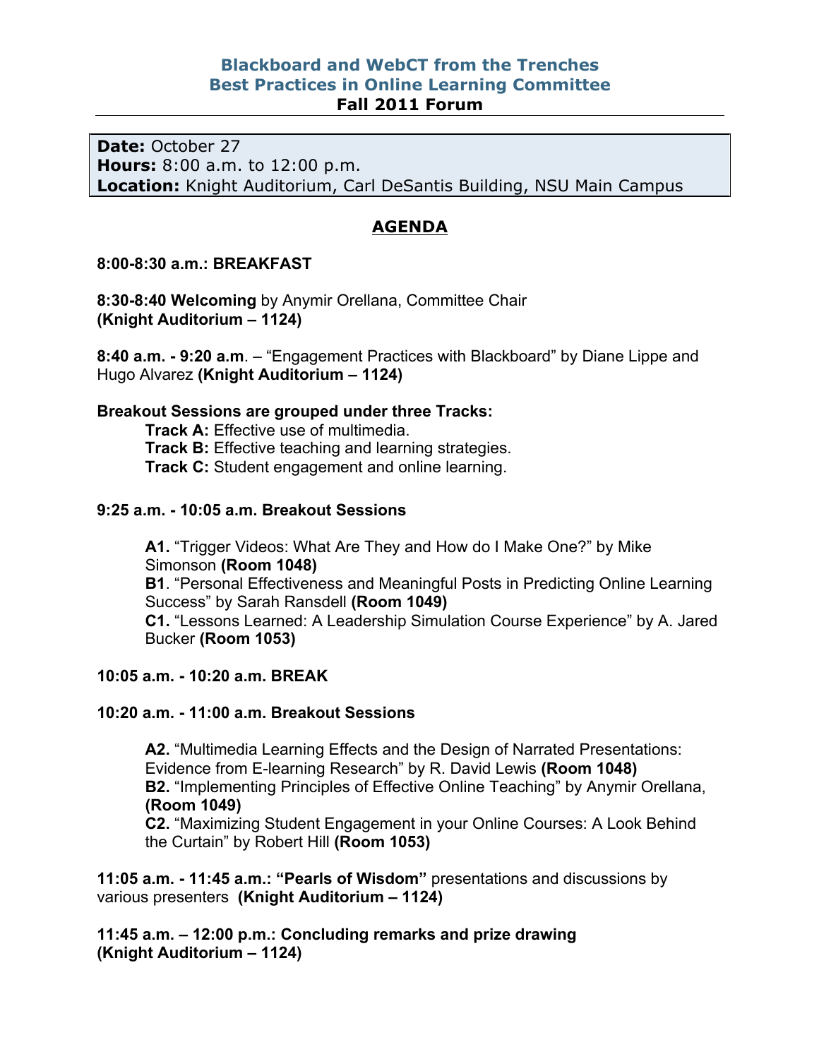# Blackboard and WebCT from the Trenches
# Best Practices in Online Learning Committee
## Fall 2011 Forum

**Date:** October 27
**Hours:** 8:00 a.m. to 12:00 p.m.
**Location:** Knight Auditorium, Carl DeSantis Building, NSU Main Campus

## AGENDA

**8:00-8:30 a.m.: BREAKFAST**

**8:30-8:40 Welcoming** by Anymir Orellana, Committee Chair
**(Knight Auditorium – 1124)**

**8:40 a.m. - 9:20 a.m**. – "Engagement Practices with Blackboard" by Diane Lippe and Hugo Alvarez **(Knight Auditorium – 1124)**

**Breakout Sessions are grouped under three Tracks:**

- **Track A:** Effective use of multimedia.
- **Track B:** Effective teaching and learning strategies.
- **Track C:** Student engagement and online learning.

**9:25 a.m. - 10:05 a.m. Breakout Sessions**

- **A1.** "Trigger Videos: What Are They and How do I Make One?" by Mike Simonson **(Room 1048)**
- **B1**. "Personal Effectiveness and Meaningful Posts in Predicting Online Learning Success" by Sarah Ransdell **(Room 1049)**
- **C1.** "Lessons Learned: A Leadership Simulation Course Experience" by A. Jared Bucker **(Room 1053)**

**10:05 a.m. - 10:20 a.m. BREAK**

**10:20 a.m. - 11:00 a.m. Breakout Sessions**

- **A2.** "Multimedia Learning Effects and the Design of Narrated Presentations: Evidence from E-learning Research" by R. David Lewis **(Room 1048)**
- **B2.** "Implementing Principles of Effective Online Teaching" by Anymir Orellana, **(Room 1049)**
- **C2.** "Maximizing Student Engagement in your Online Courses: A Look Behind the Curtain" by Robert Hill **(Room 1053)**

**11:05 a.m. - 11:45 a.m.: "Pearls of Wisdom"** presentations and discussions by various presenters **(Knight Auditorium – 1124)**

**11:45 a.m. – 12:00 p.m.: Concluding remarks and prize drawing**
**(Knight Auditorium – 1124)**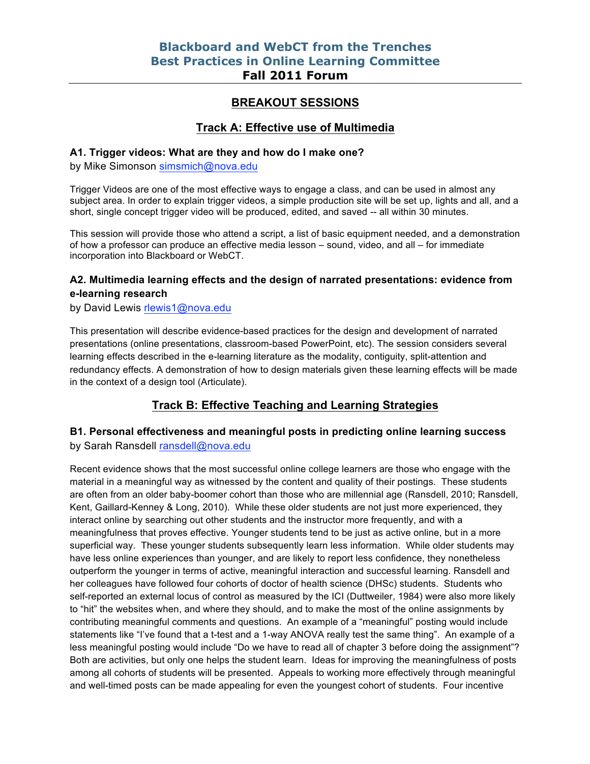# Blackboard and WebCT from the Trenches
# Best Practices in Online Learning Committee
# Fall 2011 Forum

## BREAKOUT SESSIONS

## Track A: Effective use of Multimedia

### A1. Trigger videos: What are they and how do I make one?

by Mike Simonson simsmich@nova.edu

Trigger Videos are one of the most effective ways to engage a class, and can be used in almost any subject area. In order to explain trigger videos, a simple production site will be set up, lights and all, and a short, single concept trigger video will be produced, edited, and saved -- all within 30 minutes.

This session will provide those who attend a script, a list of basic equipment needed, and a demonstration of how a professor can produce an effective media lesson – sound, video, and all – for immediate incorporation into Blackboard or WebCT.

### A2. Multimedia learning effects and the design of narrated presentations: evidence from e-learning research

by David Lewis rlewis1@nova.edu

This presentation will describe evidence-based practices for the design and development of narrated presentations (online presentations, classroom-based PowerPoint, etc). The session considers several learning effects described in the e-learning literature as the modality, contiguity, split-attention and redundancy effects. A demonstration of how to design materials given these learning effects will be made in the context of a design tool (Articulate).

## Track B: Effective Teaching and Learning Strategies

### B1. Personal effectiveness and meaningful posts in predicting online learning success

by Sarah Ransdell ransdell@nova.edu

Recent evidence shows that the most successful online college learners are those who engage with the material in a meaningful way as witnessed by the content and quality of their postings. These students are often from an older baby-boomer cohort than those who are millennial age (Ransdell, 2010; Ransdell, Kent, Gaillard-Kenney & Long, 2010). While these older students are not just more experienced, they interact online by searching out other students and the instructor more frequently, and with a meaningfulness that proves effective. Younger students tend to be just as active online, but in a more superficial way. These younger students subsequently learn less information. While older students may have less online experiences than younger, and are likely to report less confidence, they nonetheless outperform the younger in terms of active, meaningful interaction and successful learning. Ransdell and her colleagues have followed four cohorts of doctor of health science (DHSc) students. Students who self-reported an external locus of control as measured by the ICI (Duttweiler, 1984) were also more likely to "hit" the websites when, and where they should, and to make the most of the online assignments by contributing meaningful comments and questions. An example of a "meaningful" posting would include statements like "I've found that a t-test and a 1-way ANOVA really test the same thing". An example of a less meaningful posting would include "Do we have to read all of chapter 3 before doing the assignment"? Both are activities, but only one helps the student learn. Ideas for improving the meaningfulness of posts among all cohorts of students will be presented. Appeals to working more effectively through meaningful and well-timed posts can be made appealing for even the youngest cohort of students. Four incentive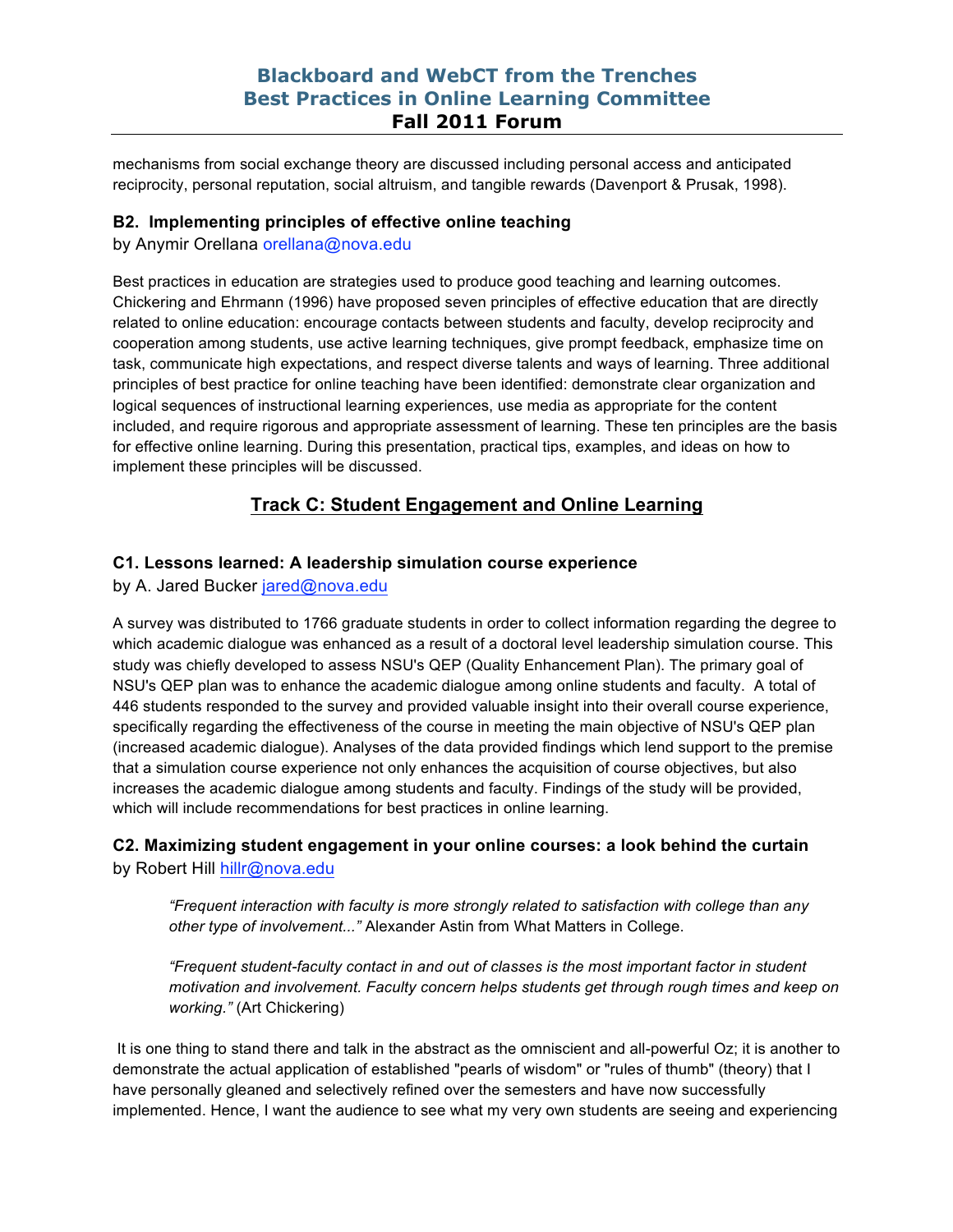mechanisms from social exchange theory are discussed including personal access and anticipated reciprocity, personal reputation, social altruism, and tangible rewards (Davenport & Prusak, 1998).

### B2. Implementing principles of effective online teaching

by Anymir Orellana orellana@nova.edu

Best practices in education are strategies used to produce good teaching and learning outcomes. Chickering and Ehrmann (1996) have proposed seven principles of effective education that are directly related to online education: encourage contacts between students and faculty, develop reciprocity and cooperation among students, use active learning techniques, give prompt feedback, emphasize time on task, communicate high expectations, and respect diverse talents and ways of learning. Three additional principles of best practice for online teaching have been identified: demonstrate clear organization and logical sequences of instructional learning experiences, use media as appropriate for the content included, and require rigorous and appropriate assessment of learning. These ten principles are the basis for effective online learning. During this presentation, practical tips, examples, and ideas on how to implement these principles will be discussed.

## Track C: Student Engagement and Online Learning

### C1. Lessons learned: A leadership simulation course experience

by A. Jared Bucker jared@nova.edu

A survey was distributed to 1766 graduate students in order to collect information regarding the degree to which academic dialogue was enhanced as a result of a doctoral level leadership simulation course. This study was chiefly developed to assess NSU's QEP (Quality Enhancement Plan). The primary goal of NSU's QEP plan was to enhance the academic dialogue among online students and faculty. A total of 446 students responded to the survey and provided valuable insight into their overall course experience, specifically regarding the effectiveness of the course in meeting the main objective of NSU's QEP plan (increased academic dialogue). Analyses of the data provided findings which lend support to the premise that a simulation course experience not only enhances the acquisition of course objectives, but also increases the academic dialogue among students and faculty. Findings of the study will be provided, which will include recommendations for best practices in online learning.

### C2. Maximizing student engagement in your online courses: a look behind the curtain

by Robert Hill hillr@nova.edu

> *"Frequent interaction with faculty is more strongly related to satisfaction with college than any other type of involvement..."* Alexander Astin from What Matters in College.
>
> *"Frequent student-faculty contact in and out of classes is the most important factor in student motivation and involvement. Faculty concern helps students get through rough times and keep on working."* (Art Chickering)

It is one thing to stand there and talk in the abstract as the omniscient and all-powerful Oz; it is another to demonstrate the actual application of established "pearls of wisdom" or "rules of thumb" (theory) that I have personally gleaned and selectively refined over the semesters and have now successfully implemented. Hence, I want the audience to see what my very own students are seeing and experiencing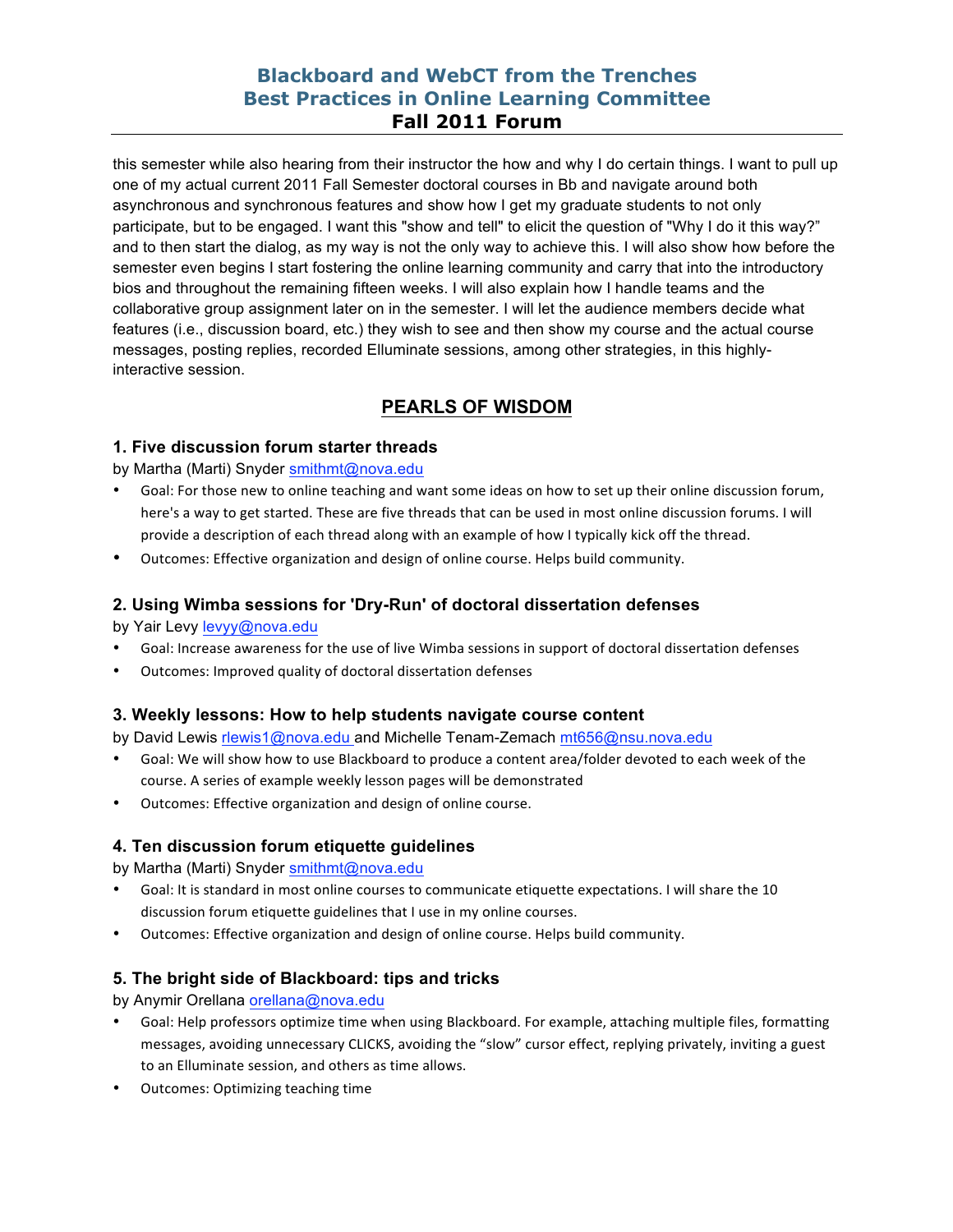this semester while also hearing from their instructor the how and why I do certain things. I want to pull up one of my actual current 2011 Fall Semester doctoral courses in Bb and navigate around both asynchronous and synchronous features and show how I get my graduate students to not only participate, but to be engaged. I want this "show and tell" to elicit the question of "Why I do it this way?" and to then start the dialog, as my way is not the only way to achieve this. I will also show how before the semester even begins I start fostering the online learning community and carry that into the introductory bios and throughout the remaining fifteen weeks. I will also explain how I handle teams and the collaborative group assignment later on in the semester. I will let the audience members decide what features (i.e., discussion board, etc.) they wish to see and then show my course and the actual course messages, posting replies, recorded Elluminate sessions, among other strategies, in this highly-interactive session.

## PEARLS OF WISDOM

### 1. Five discussion forum starter threads

by Martha (Marti) Snyder smithmt@nova.edu

- Goal: For those new to online teaching and want some ideas on how to set up their online discussion forum, here's a way to get started. These are five threads that can be used in most online discussion forums. I will provide a description of each thread along with an example of how I typically kick off the thread.
- Outcomes: Effective organization and design of online course. Helps build community.

### 2. Using Wimba sessions for 'Dry-Run' of doctoral dissertation defenses

by Yair Levy levyy@nova.edu

- Goal: Increase awareness for the use of live Wimba sessions in support of doctoral dissertation defenses
- Outcomes: Improved quality of doctoral dissertation defenses

### 3. Weekly lessons: How to help students navigate course content

by David Lewis rlewis1@nova.edu and Michelle Tenam-Zemach mt656@nsu.nova.edu

- Goal: We will show how to use Blackboard to produce a content area/folder devoted to each week of the course. A series of example weekly lesson pages will be demonstrated
- Outcomes: Effective organization and design of online course.

### 4. Ten discussion forum etiquette guidelines

by Martha (Marti) Snyder smithmt@nova.edu

- Goal: It is standard in most online courses to communicate etiquette expectations. I will share the 10 discussion forum etiquette guidelines that I use in my online courses.
- Outcomes: Effective organization and design of online course. Helps build community.

### 5. The bright side of Blackboard: tips and tricks

by Anymir Orellana orellana@nova.edu

- Goal: Help professors optimize time when using Blackboard. For example, attaching multiple files, formatting messages, avoiding unnecessary CLICKS, avoiding the "slow" cursor effect, replying privately, inviting a guest to an Elluminate session, and others as time allows.
- Outcomes: Optimizing teaching time